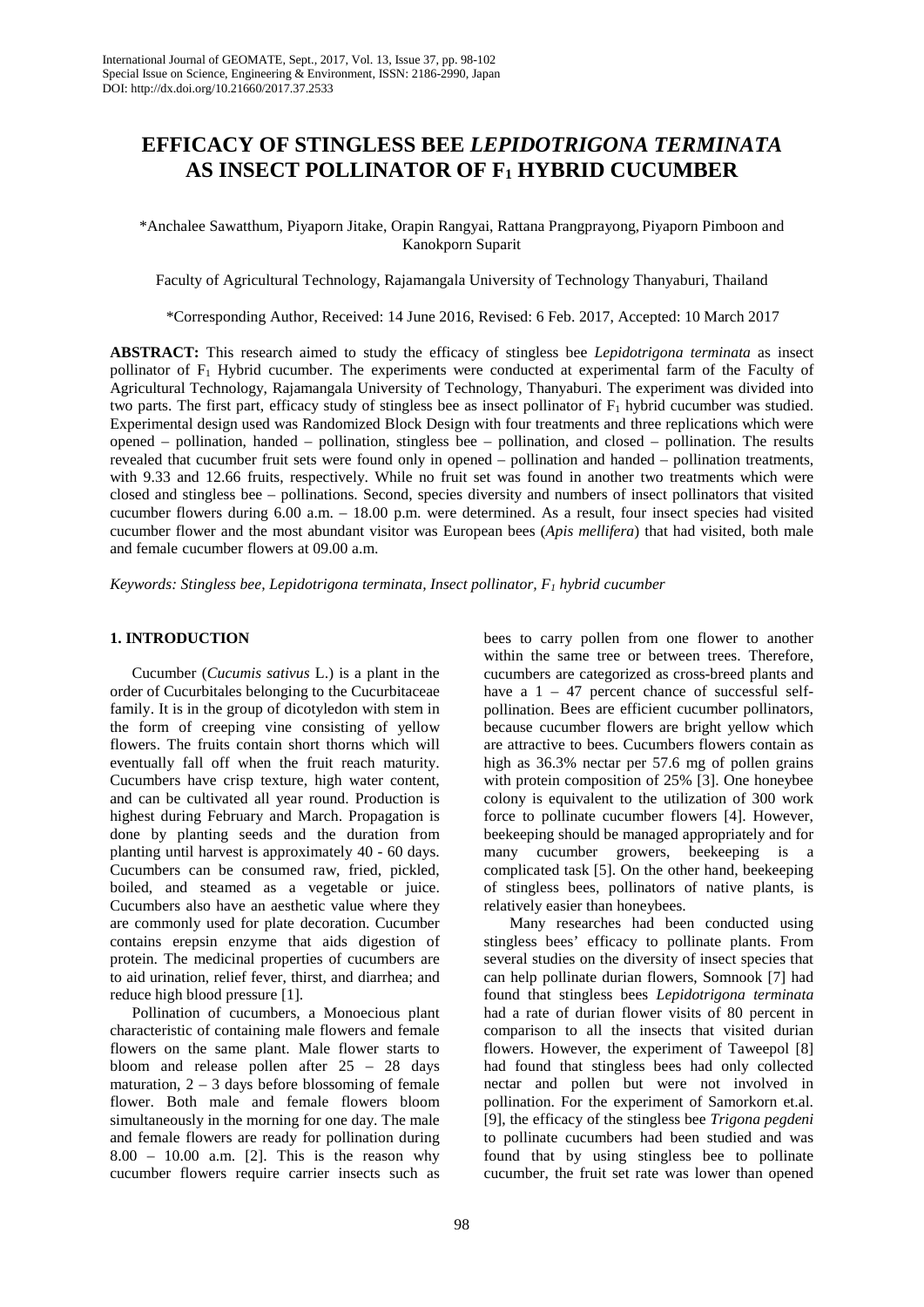# EFFICACY OF STINGLESS BEE *LEPIDOTRIGONA TERMINATA* AS INSECT POLLINATOR OF $F_1$ HYBRID CUCUMBER

*Anchalee Sawatthum, Piyaporn Jitake, Orapin Rangyai, Rattana Prangprayong, Piyaporn Pimboon and Kanokporn Suparit

Faculty of Agricultural Technology, Rajamangala University of Technology Thanyaburi, Thailand

*Corresponding Author, Received: 14 June 2016, Revised: 6 Feb. 2017, Accepted: 10 March 2017

**ABSTRACT:** This research aimed to study the efficacy of stingless bee *Lepidotrigona terminata* as insect pollinator of $F_1$ Hybrid cucumber. The experiments were conducted at experimental farm of the Faculty of Agricultural Technology, Rajamangala University of Technology, Thanyaburi. The experiment was divided into two parts. The first part, efficacy study of stingless bee as insect pollinator of $F_1$ hybrid cucumber was studied. Experimental design used was Randomized Block Design with four treatments and three replications which were opened – pollination, handed – pollination, stingless bee – pollination, and closed – pollination. The results revealed that cucumber fruit sets were found only in opened – pollination and handed – pollination treatments, with 9.33 and 12.66 fruits, respectively. While no fruit set was found in another two treatments which were closed and stingless bee – pollinations. Second, species diversity and numbers of insect pollinators that visited cucumber flowers during 6.00 a.m. – 18.00 p.m. were determined. As a result, four insect species had visited cucumber flower and the most abundant visitor was European bees (*Apis mellifera*) that had visited, both male and female cucumber flowers at 09.00 a.m.

*Keywords: Stingless bee, Lepidotrigona terminata, Insect pollinator, $F_1$ hybrid cucumber*

## 1. INTRODUCTION

Cucumber (*Cucumis sativus* L.) is a plant in the order of Cucurbitales belonging to the Cucurbitaceae family. It is in the group of dicotyledon with stem in the form of creeping vine consisting of yellow flowers. The fruits contain short thorns which will eventually fall off when the fruit reach maturity. Cucumbers have crisp texture, high water content, and can be cultivated all year round. Production is highest during February and March. Propagation is done by planting seeds and the duration from planting until harvest is approximately 40 - 60 days. Cucumbers can be consumed raw, fried, pickled, boiled, and steamed as a vegetable or juice. Cucumbers also have an aesthetic value where they are commonly used for plate decoration. Cucumber contains erepsin enzyme that aids digestion of protein. The medicinal properties of cucumbers are to aid urination, relief fever, thirst, and diarrhea; and reduce high blood pressure [1].

Pollination of cucumbers, a Monoecious plant characteristic of containing male flowers and female flowers on the same plant. Male flower starts to bloom and release pollen after 25 – 28 days maturation, 2 – 3 days before blossoming of female flower. Both male and female flowers bloom simultaneously in the morning for one day. The male and female flowers are ready for pollination during 8.00 – 10.00 a.m. [2]. This is the reason why cucumber flowers require carrier insects such as bees to carry pollen from one flower to another within the same tree or between trees. Therefore, cucumbers are categorized as cross-breed plants and have a 1 – 47 percent chance of successful self-pollination. Bees are efficient cucumber pollinators, because cucumber flowers are bright yellow which are attractive to bees. Cucumbers flowers contain as high as 36.3% nectar per 57.6 mg of pollen grains with protein composition of 25% [3]. One honeybee colony is equivalent to the utilization of 300 work force to pollinate cucumber flowers [4]. However, beekeeping should be managed appropriately and for many cucumber growers, beekeeping is a complicated task [5]. On the other hand, beekeeping of stingless bees, pollinators of native plants, is relatively easier than honeybees.

Many researches had been conducted using stingless bees' efficacy to pollinate plants. From several studies on the diversity of insect species that can help pollinate durian flowers, Somnook [7] had found that stingless bees *Lepidotrigona terminata* had a rate of durian flower visits of 80 percent in comparison to all the insects that visited durian flowers. However, the experiment of Taweepol [8] had found that stingless bees had only collected nectar and pollen but were not involved in pollination. For the experiment of Samorkorn et.al. [9], the efficacy of the stingless bee *Trigona pegdeni* to pollinate cucumbers had been studied and was found that by using stingless bee to pollinate cucumber, the fruit set rate was lower than opened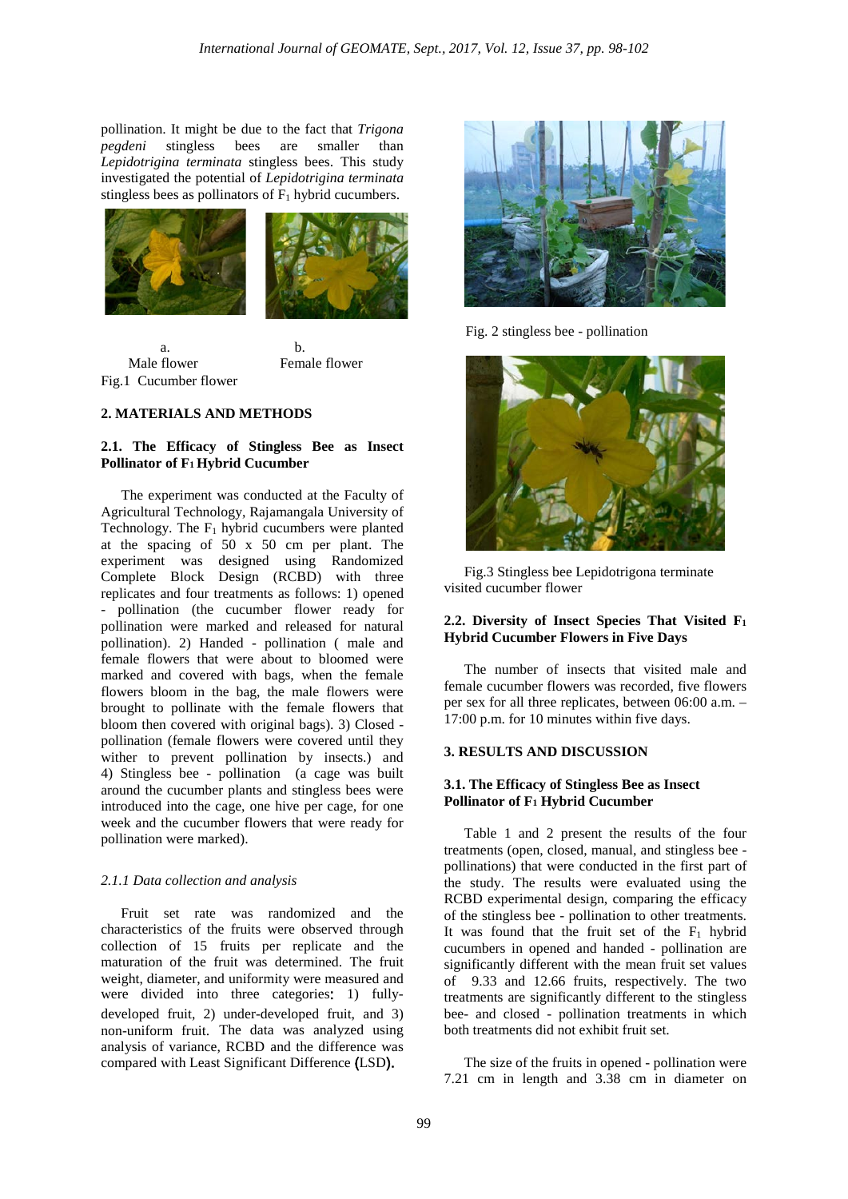pollination. It might be due to the fact that *Trigona pegdeni* stingless bees are smaller than *Lepidotrigina terminata* stingless bees. This study investigated the potential of *Lepidotrigina terminata* stingless bees as pollinators of $F_1$ hybrid cucumbers.

a. Male flower b. Female flower

Fig.1 Cucumber flower

## 2. MATERIALS AND METHODS

### 2.1. The Efficacy of Stingless Bee as Insect Pollinator of $F_1$ Hybrid Cucumber

The experiment was conducted at the Faculty of Agricultural Technology, Rajamangala University of Technology. The $F_1$ hybrid cucumbers were planted at the spacing of 50 x 50 cm per plant. The experiment was designed using Randomized Complete Block Design (RCBD) with three replicates and four treatments as follows: 1) opened - pollination (the cucumber flower ready for pollination were marked and released for natural pollination). 2) Handed - pollination ( male and female flowers that were about to bloomed were marked and covered with bags, when the female flowers bloom in the bag, the male flowers were brought to pollinate with the female flowers that bloom then covered with original bags). 3) Closed - pollination (female flowers were covered until they wither to prevent pollination by insects.) and 4) Stingless bee - pollination (a cage was built around the cucumber plants and stingless bees were introduced into the cage, one hive per cage, for one week and the cucumber flowers that were ready for pollination were marked).

#### *2.1.1 Data collection and analysis*

Fruit set rate was randomized and the characteristics of the fruits were observed through collection of 15 fruits per replicate and the maturation of the fruit was determined. The fruit weight, diameter, and uniformity were measured and were divided into three categories: 1) fully-developed fruit, 2) under-developed fruit, and 3) non-uniform fruit. The data was analyzed using analysis of variance, RCBD and the difference was compared with Least Significant Difference (LSD).

Fig. 2 stingless bee - pollination

Fig.3 Stingless bee Lepidotrigona terminate visited cucumber flower

### 2.2. Diversity of Insect Species That Visited $F_1$ Hybrid Cucumber Flowers in Five Days

The number of insects that visited male and female cucumber flowers was recorded, five flowers per sex for all three replicates, between 06:00 a.m. – 17:00 p.m. for 10 minutes within five days.

## 3. RESULTS AND DISCUSSION

### 3.1. The Efficacy of Stingless Bee as Insect Pollinator of $F_1$ Hybrid Cucumber

Table 1 and 2 present the results of the four treatments (open, closed, manual, and stingless bee - pollinations) that were conducted in the first part of the study. The results were evaluated using the RCBD experimental design, comparing the efficacy of the stingless bee - pollination to other treatments. It was found that the fruit set of the $F_1$ hybrid cucumbers in opened and handed - pollination are significantly different with the mean fruit set values of 9.33 and 12.66 fruits, respectively. The two treatments are significantly different to the stingless bee- and closed - pollination treatments in which both treatments did not exhibit fruit set.

The size of the fruits in opened - pollination were 7.21 cm in length and 3.38 cm in diameter on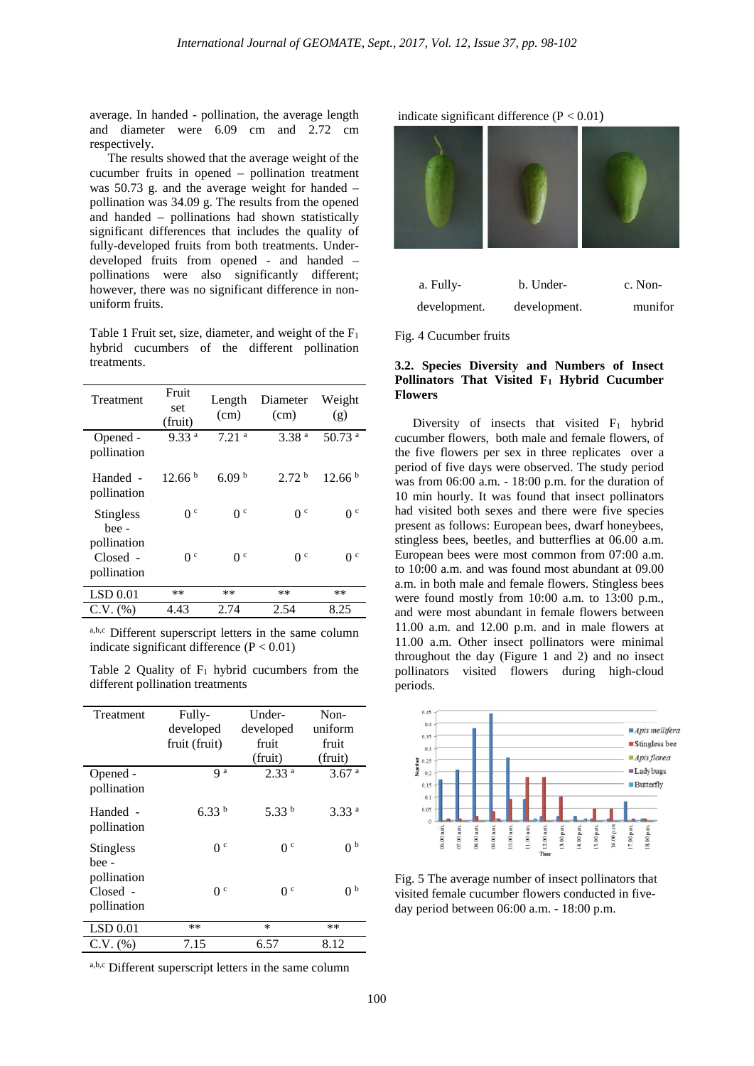average. In handed - pollination, the average length and diameter were 6.09 cm and 2.72 cm respectively.

The results showed that the average weight of the cucumber fruits in opened – pollination treatment was 50.73 g. and the average weight for handed – pollination was 34.09 g. The results from the opened and handed – pollinations had shown statistically significant differences that includes the quality of fully-developed fruits from both treatments. Under-developed fruits from opened - and handed – pollinations were also significantly different; however, there was no significant difference in non-uniform fruits.

Table 1 Fruit set, size, diameter, and weight of the $F_1$ hybrid cucumbers of the different pollination treatments.

| Treatment | Fruit set (fruit) | Length (cm) | Diameter (cm) | Weight (g) |
|---|---|---|---|---|
| Opened - pollination | 9.33 [a] | 7.21 [a] | 3.38 [a] | 50.73 [a] |
| Handed - pollination | 12.66 [b] | 6.09 [b] | 2.72 [b] | 12.66 [b] |
| Stingless bee - pollination | 0 [c] | 0 [c] | 0 [c] | 0 [c] |
| Closed - pollination | 0 [c] | 0 [c] | 0 [c] | 0 [c] |
| LSD 0.01 | ** | ** | ** | ** |
| C.V. (%) | 4.43 | 2.74 | 2.54 | 8.25 |

[a,b,c] Different superscript letters in the same column indicate significant difference ($P < 0.01$)

Table 2 Quality of $F_1$ hybrid cucumbers from the different pollination treatments

| Treatment | Fully-developed fruit (fruit) | Under-developed fruit (fruit) | Non-uniform fruit (fruit) |
|---|---|---|---|
| Opened - pollination | 9 [a] | 2.33 [a] | 3.67 [a] |
| Handed - pollination | 6.33 [b] | 5.33 [b] | 3.33 [a] |
| Stingless bee - pollination | 0 [c] | 0 [c] | 0 [b] |
| Closed - pollination | 0 [c] | 0 [c] | 0 [b] |
| LSD 0.01 | ** | * | ** |
| C.V. (%) | 7.15 | 6.57 | 8.12 |

[a,b,c] Different superscript letters in the same column indicate significant difference ($P < 0.01$)

a. Fully-development. b. Under-development. c. Non-munifor

Fig. 4 Cucumber fruits

### 3.2. Species Diversity and Numbers of Insect Pollinators That Visited $F_1$ Hybrid Cucumber Flowers

Diversity of insects that visited $F_1$ hybrid cucumber flowers, both male and female flowers, of the five flowers per sex in three replicates over a period of five days were observed. The study period was from 06:00 a.m. - 18:00 p.m. for the duration of 10 min hourly. It was found that insect pollinators had visited both sexes and there were five species present as follows: European bees, dwarf honeybees, stingless bees, beetles, and butterflies at 06.00 a.m. European bees were most common from 07:00 a.m. to 10:00 a.m. and was found most abundant at 09.00 a.m. in both male and female flowers. Stingless bees were found mostly from 10:00 a.m. to 13:00 p.m., and were most abundant in female flowers between 11.00 a.m. and 12.00 p.m. and in male flowers at 11.00 a.m. Other insect pollinators were minimal throughout the day (Figure 1 and 2) and no insect pollinators visited flowers during high-cloud periods.

Fig. 5 The average number of insect pollinators that visited female cucumber flowers conducted in five-day period between 06:00 a.m. - 18:00 p.m.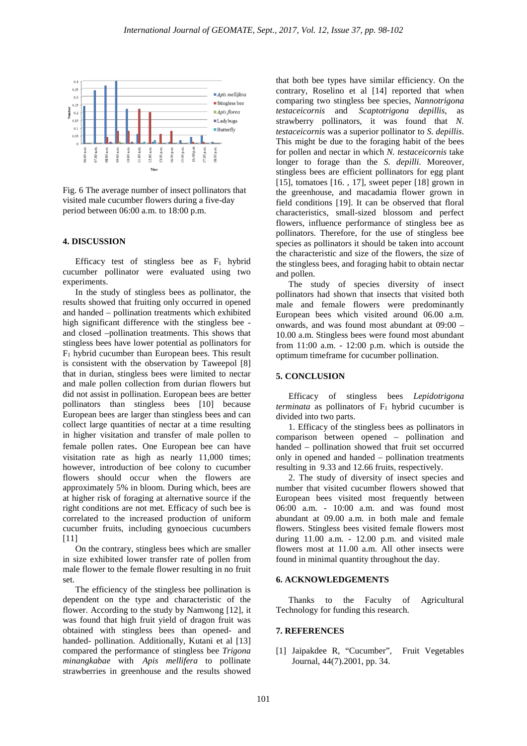Fig. 6 The average number of insect pollinators that visited male cucumber flowers during a five-day period between 06:00 a.m. to 18:00 p.m.

## 4. DISCUSSION

Efficacy test of stingless bee as $F_1$ hybrid cucumber pollinator were evaluated using two experiments.

In the study of stingless bees as pollinator, the results showed that fruiting only occurred in opened and handed – pollination treatments which exhibited high significant difference with the stingless bee - and closed –pollination treatments. This shows that stingless bees have lower potential as pollinators for $F_1$ hybrid cucumber than European bees. This result is consistent with the observation by Taweepol [8] that in durian, stingless bees were limited to nectar and male pollen collection from durian flowers but did not assist in pollination. European bees are better pollinators than stingless bees [10] because European bees are larger than stingless bees and can collect large quantities of nectar at a time resulting in higher visitation and transfer of male pollen to female pollen rates. One European bee can have visitation rate as high as nearly 11,000 times; however, introduction of bee colony to cucumber flowers should occur when the flowers are approximately 5% in bloom. During which, bees are at higher risk of foraging at alternative source if the right conditions are not met. Efficacy of such bee is correlated to the increased production of uniform cucumber fruits, including gynoecious cucumbers [11]

On the contrary, stingless bees which are smaller in size exhibited lower transfer rate of pollen from male flower to the female flower resulting in no fruit set.

The efficiency of the stingless bee pollination is dependent on the type and characteristic of the flower. According to the study by Namwong [12], it was found that high fruit yield of dragon fruit was obtained with stingless bees than opened- and handed- pollination. Additionally, Kutani et al [13] compared the performance of stingless bee *Trigona minangkabae* with *Apis mellifera* to pollinate strawberries in greenhouse and the results showed that both bee types have similar efficiency. On the contrary, Roselino et al [14] reported that when comparing two stingless bee species, *Nannotrigona testaceicornis* and *Scaptotrigona depillis*, as strawberry pollinators, it was found that *N. testaceicornis* was a superior pollinator to *S. depillis*. This might be due to the foraging habit of the bees for pollen and nectar in which *N. testaceicornis* take longer to forage than the *S. depilli*. Moreover, stingless bees are efficient pollinators for egg plant [15], tomatoes [16. , 17], sweet peper [18] grown in the greenhouse, and macadamia flower grown in field conditions [19]. It can be observed that floral characteristics, small-sized blossom and perfect flowers, influence performance of stingless bee as pollinators. Therefore, for the use of stingless bee species as pollinators it should be taken into account the characteristic and size of the flowers, the size of the stingless bees, and foraging habit to obtain nectar and pollen.

The study of species diversity of insect pollinators had shown that insects that visited both male and female flowers were predominantly European bees which visited around 06.00 a.m. onwards, and was found most abundant at 09:00 – 10.00 a.m. Stingless bees were found most abundant from 11:00 a.m. - 12:00 p.m. which is outside the optimum timeframe for cucumber pollination.

## 5. CONCLUSION

Efficacy of stingless bees *Lepidotrigona terminata* as pollinators of $F_1$ hybrid cucumber is divided into two parts.

1. Efficacy of the stingless bees as pollinators in comparison between opened – pollination and handed – pollination showed that fruit set occurred only in opened and handed – pollination treatments resulting in 9.33 and 12.66 fruits, respectively.

2. The study of diversity of insect species and number that visited cucumber flowers showed that European bees visited most frequently between 06:00 a.m. - 10:00 a.m. and was found most abundant at 09.00 a.m. in both male and female flowers. Stingless bees visited female flowers most during 11.00 a.m. - 12.00 p.m. and visited male flowers most at 11.00 a.m. All other insects were found in minimal quantity throughout the day.

## 6. ACKNOWLEDGEMENTS

Thanks to the Faculty of Agricultural Technology for funding this research.

## 7. REFERENCES

[1] Jaipakdee R, "Cucumber", Fruit Vegetables Journal, 44(7).2001, pp. 34.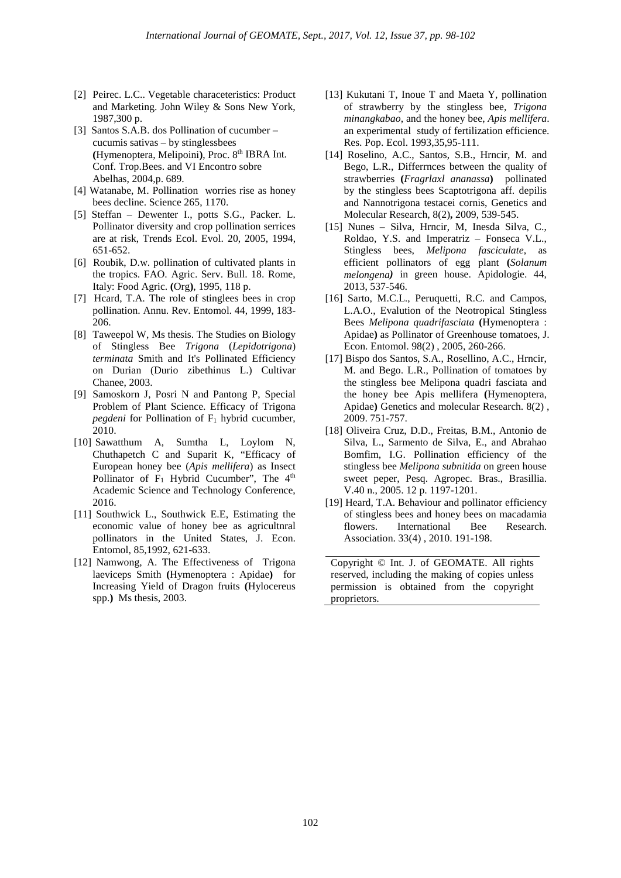[2] Peirec. L.C.. Vegetable characeteristics: Product and Marketing. John Wiley & Sons New York, 1987,300 p.

[3] Santos S.A.B. dos Pollination of cucumber – cucumis sativas – by stinglessbees **(**Hymenoptera, Melipoini**)**, Proc. 8th IBRA Int. Conf. Trop.Bees. and VI Encontro sobre Abelhas, 2004,p. 689.

[4] Watanabe, M. Pollination worries rise as honey bees decline. Science 265, 1170.

[5] Steffan – Dewenter I., potts S.G., Packer. L. Pollinator diversity and crop pollination serrices are at risk, Trends Ecol. Evol. 20, 2005, 1994, 651-652.

[6] Roubik, D.w. pollination of cultivated plants in the tropics. FAO. Agric. Serv. Bull. 18. Rome, Italy: Food Agric. **(**Org**)**, 1995, 118 p.

[7] Hcard, T.A. The role of stinglees bees in crop pollination. Annu. Rev. Entomol. 44, 1999, 183-206.

[8] Taweepol W, Ms thesis. The Studies on Biology of Stingless Bee *Trigona* (*Lepidotrigona*) *terminata* Smith and It's Pollinated Efficiency on Durian (Durio zibethinus L.) Cultivar Chanee, 2003.

[9] Samoskorn J, Posri N and Pantong P, Special Problem of Plant Science. Efficacy of Trigona *pegdeni* for Pollination of $F_1$ hybrid cucumber, 2010.

[10] Sawatthum A, Sumtha L, Loylom N, Chuthapetch C and Suparit K, "Efficacy of European honey bee (*Apis mellifera*) as Insect Pollinator of $F_1$ Hybrid Cucumber", The 4th Academic Science and Technology Conference, 2016.

[11] Southwick L., Southwick E.E, Estimating the economic value of honey bee as agricultnral pollinators in the United States, J. Econ. Entomol, 85,1992, 621-633.

[12] Namwong, A. The Effectiveness of Trigona laeviceps Smith **(**Hymenoptera : Apidae**)** for Increasing Yield of Dragon fruits **(**Hylocereus spp.**)** Ms thesis, 2003.

[13] Kukutani T, Inoue T and Maeta Y, pollination of strawberry by the stingless bee, *Trigona minangkabao*, and the honey bee, *Apis mellifera*. an experimental study of fertilization efficience. Res. Pop. Ecol. 1993,35,95-111.

[14] Roselino, A.C., Santos, S.B., Hrncir, M. and Bego, L.R., Differrnces between the quality of strawberries **(***Fragrlaxl ananassa***)** pollinated by the stingless bees Scaptotrigona aff. depilis and Nannotrigona testacei cornis, Genetics and Molecular Research, 8(2)**,** 2009, 539-545.

[15] Nunes – Silva, Hrncir, M, Inesda Silva, C., Roldao, Y.S. and Imperatriz – Fonseca V.L., Stingless bees, *Melipona fasciculate*, as efficient pollinators of egg plant **(***Solanum melongena***)** in green house. Apidologie. 44, 2013, 537-546.

[16] Sarto, M.C.L., Peruquetti, R.C. and Campos, L.A.O., Evalution of the Neotropical Stingless Bees *Melipona quadrifasciata* **(**Hymenoptera : Apidae**)** as Pollinator of Greenhouse tomatoes, J. Econ. Entomol. 98(2) , 2005, 260-266.

[17] Bispo dos Santos, S.A., Rosellino, A.C., Hrncir, M. and Bego. L.R., Pollination of tomatoes by the stingless bee Melipona quadri fasciata and the honey bee Apis mellifera **(**Hymenoptera, Apidae**)** Genetics and molecular Research. 8(2) , 2009. 751-757.

[18] Oliveira Cruz, D.D., Freitas, B.M., Antonio de Silva, L., Sarmento de Silva, E., and Abrahao Bomfim, I.G. Pollination efficiency of the stingless bee *Melipona subnitida* on green house sweet peper, Pesq. Agropec. Bras., Brasillia. V.40 n., 2005. 12 p. 1197-1201.

[19] Heard, T.A. Behaviour and pollinator efficiency of stingless bees and honey bees on macadamia flowers. International Bee Research. Association. 33(4) , 2010. 191-198.

---

Copyright © Int. J. of GEOMATE. All rights reserved, including the making of copies unless permission is obtained from the copyright proprietors.